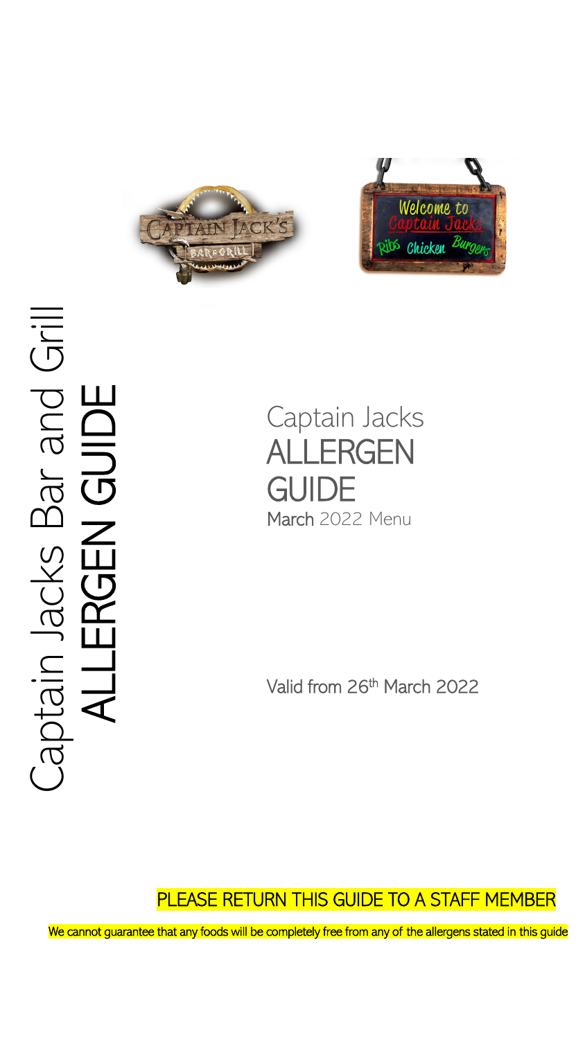Captain Jacks Bar and Grill

ALLERGEN GUIDE

Captain Jacks

# ALLERGEN GUIDE

March 2022 Menu

Valid from 26th March 2022

**PLEASE RETURN THIS GUIDE TO A STAFF MEMBER**

We cannot guarantee that any foods will be completely free from any of the allergens stated in this guide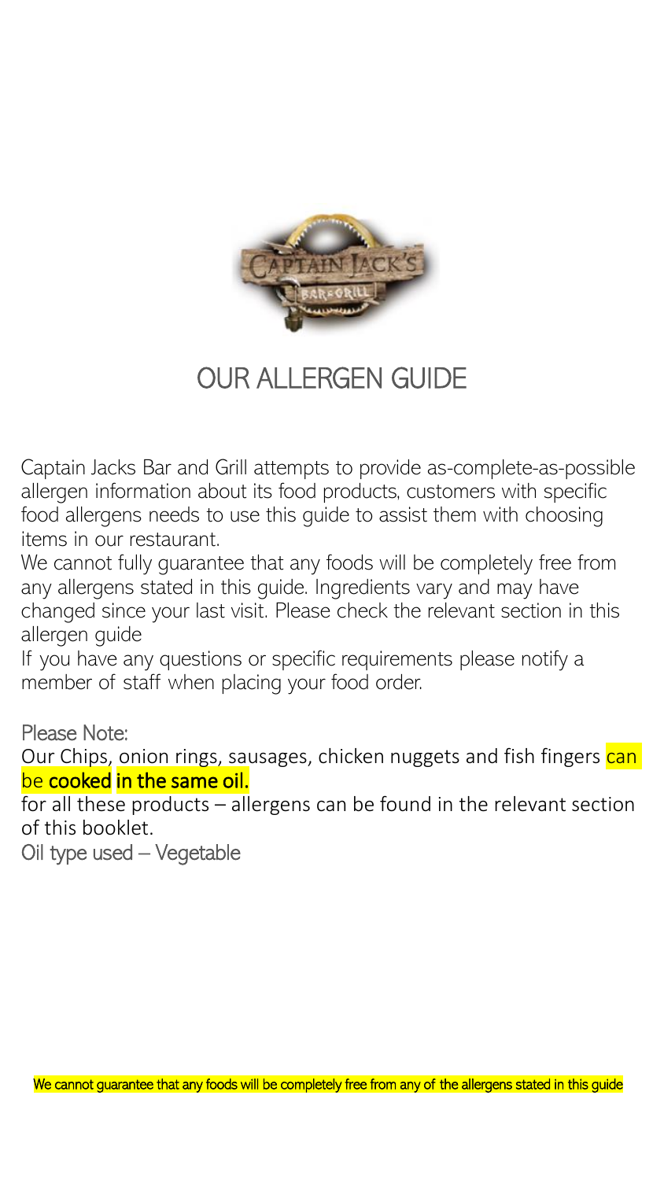# OUR ALLERGEN GUIDE

Captain Jacks Bar and Grill attempts to provide as-complete-as-possible allergen information about its food products, customers with specific food allergens needs to use this guide to assist them with choosing items in our restaurant.

We cannot fully guarantee that any foods will be completely free from any allergens stated in this guide. Ingredients vary and may have changed since your last visit. Please check the relevant section in this allergen guide

If you have any questions or specific requirements please notify a member of staff when placing your food order.

Please Note:

Our Chips, onion rings, sausages, chicken nuggets and fish fingers can be **cooked in the same oil.**

for all these products – allergens can be found in the relevant section of this booklet.

Oil type used – Vegetable

We cannot guarantee that any foods will be completely free from any of the allergens stated in this guide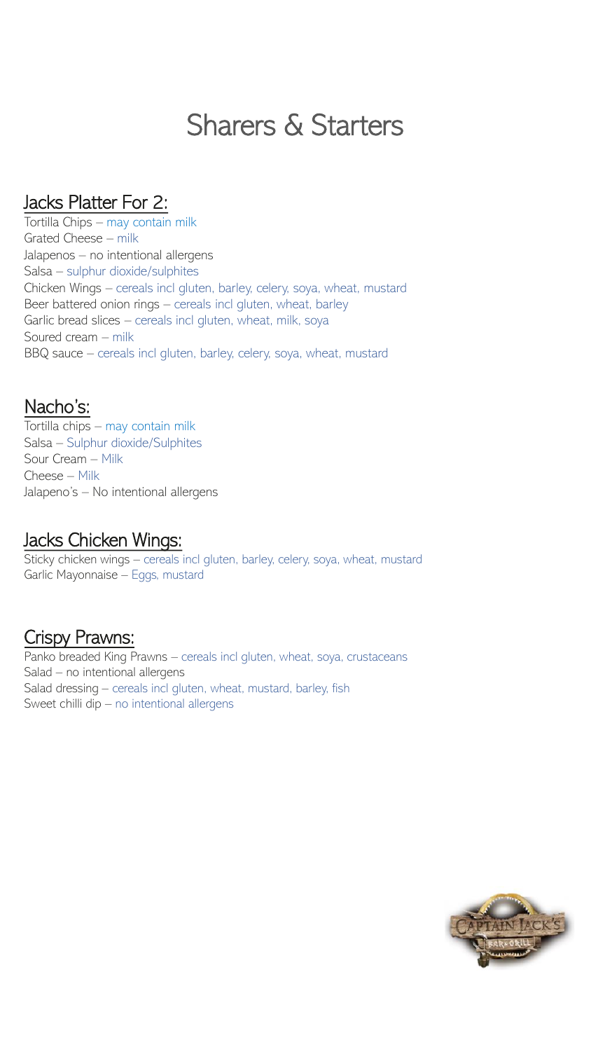# Sharers & Starters

## Jacks Platter For 2:

Tortilla Chips – may contain milk
Grated Cheese – milk
Jalapenos – no intentional allergens
Salsa – sulphur dioxide/sulphites
Chicken Wings – cereals incl gluten, barley, celery, soya, wheat, mustard
Beer battered onion rings – cereals incl gluten, wheat, barley
Garlic bread slices – cereals incl gluten, wheat, milk, soya
Soured cream – milk
BBQ sauce – cereals incl gluten, barley, celery, soya, wheat, mustard

## Nacho's:

Tortilla chips – may contain milk
Salsa – Sulphur dioxide/Sulphites
Sour Cream – Milk
Cheese – Milk
Jalapeno's – No intentional allergens

## Jacks Chicken Wings:

Sticky chicken wings – cereals incl gluten, barley, celery, soya, wheat, mustard
Garlic Mayonnaise – Eggs, mustard

## Crispy Prawns:

Panko breaded King Prawns – cereals incl gluten, wheat, soya, crustaceans
Salad – no intentional allergens
Salad dressing – cereals incl gluten, wheat, mustard, barley, fish
Sweet chilli dip – no intentional allergens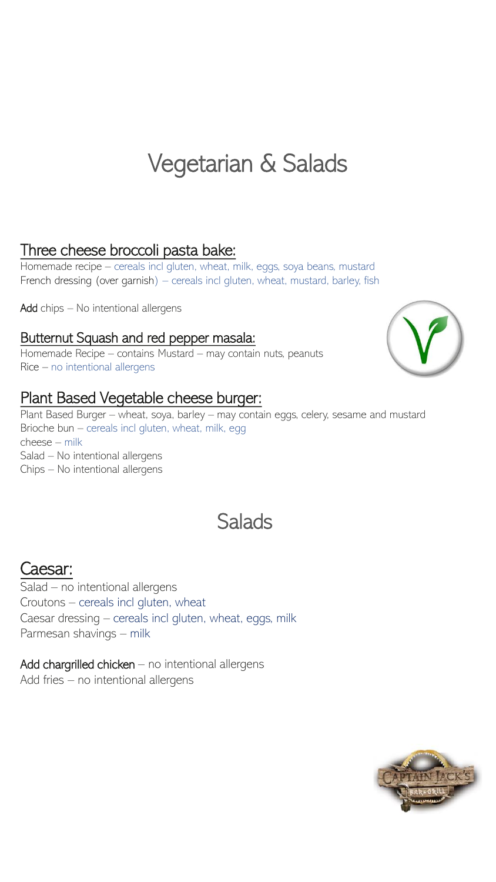# Vegetarian & Salads

## Three cheese broccoli pasta bake:

Homemade recipe – cereals incl gluten, wheat, milk, eggs, soya beans, mustard
French dressing (over garnish) – cereals incl gluten, wheat, mustard, barley, fish

**Add** chips – No intentional allergens

## Butternut Squash and red pepper masala:

Homemade Recipe – contains Mustard – may contain nuts, peanuts
Rice – no intentional allergens

## Plant Based Vegetable cheese burger:

Plant Based Burger – wheat, soya, barley – may contain eggs, celery, sesame and mustard
Brioche bun – cereals incl gluten, wheat, milk, egg
cheese – milk
Salad – No intentional allergens
Chips – No intentional allergens

# Salads

## Caesar:

Salad – no intentional allergens
Croutons – cereals incl gluten, wheat
Caesar dressing – cereals incl gluten, wheat, eggs, milk
Parmesan shavings – milk

**Add chargrilled chicken** – no intentional allergens
Add fries – no intentional allergens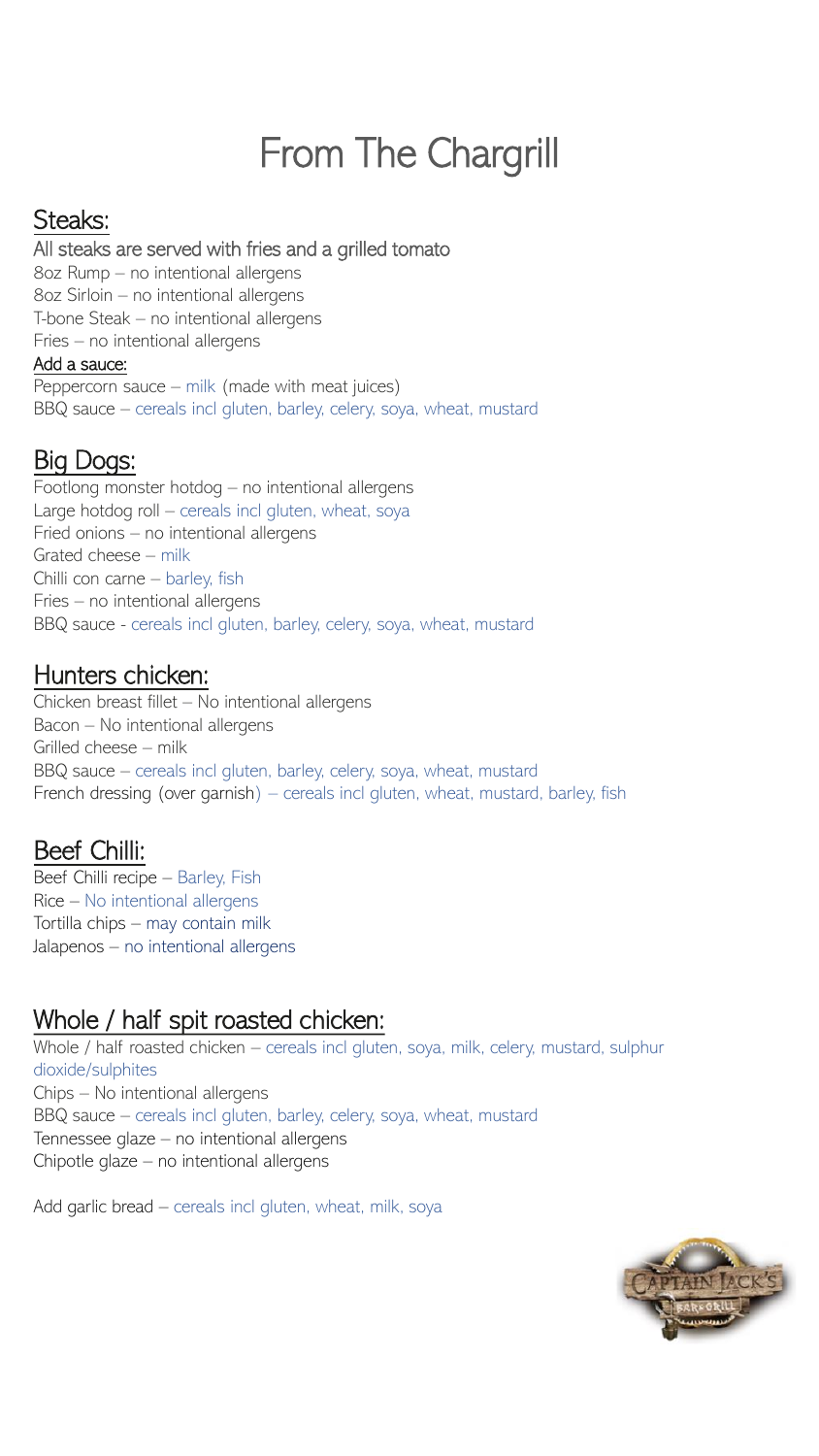# From The Chargrill

## Steaks:

All steaks are served with fries and a grilled tomato

8oz Rump – no intentional allergens
8oz Sirloin – no intentional allergens
T-bone Steak – no intentional allergens
Fries – no intentional allergens

**Add a sauce:**

Peppercorn sauce – milk (made with meat juices)
BBQ sauce – cereals incl gluten, barley, celery, soya, wheat, mustard

## Big Dogs:

Footlong monster hotdog – no intentional allergens
Large hotdog roll – cereals incl gluten, wheat, soya
Fried onions – no intentional allergens
Grated cheese – milk
Chilli con carne – barley, fish
Fries – no intentional allergens
BBQ sauce - cereals incl gluten, barley, celery, soya, wheat, mustard

## Hunters chicken:

Chicken breast fillet – No intentional allergens
Bacon – No intentional allergens
Grilled cheese – milk
BBQ sauce – cereals incl gluten, barley, celery, soya, wheat, mustard
French dressing (over garnish) – cereals incl gluten, wheat, mustard, barley, fish

## Beef Chilli:

Beef Chilli recipe – Barley, Fish
Rice – No intentional allergens
Tortilla chips – may contain milk
Jalapenos – no intentional allergens

## Whole / half spit roasted chicken:

Whole / half roasted chicken – cereals incl gluten, soya, milk, celery, mustard, sulphur dioxide/sulphites
Chips – No intentional allergens
BBQ sauce – cereals incl gluten, barley, celery, soya, wheat, mustard
Tennessee glaze – no intentional allergens
Chipotle glaze – no intentional allergens

Add garlic bread – cereals incl gluten, wheat, milk, soya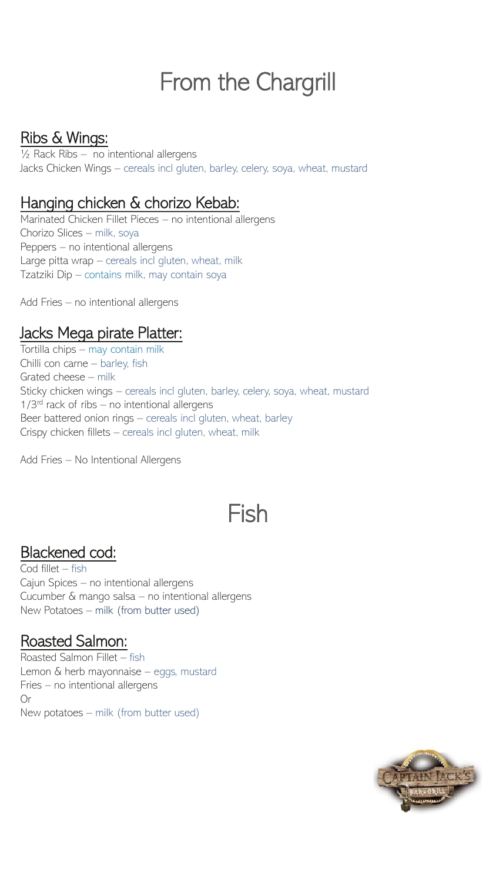# From the Chargrill

## Ribs & Wings:

½ Rack Ribs – no intentional allergens
Jacks Chicken Wings – cereals incl gluten, barley, celery, soya, wheat, mustard

## Hanging chicken & chorizo Kebab:

Marinated Chicken Fillet Pieces – no intentional allergens
Chorizo Slices – milk, soya
Peppers – no intentional allergens
Large pitta wrap – cereals incl gluten, wheat, milk
Tzatziki Dip – contains milk, may contain soya

Add Fries – no intentional allergens

## Jacks Mega pirate Platter:

Tortilla chips – may contain milk
Chilli con carne – barley, fish
Grated cheese – milk
Sticky chicken wings – cereals incl gluten, barley, celery, soya, wheat, mustard
1/3rd rack of ribs – no intentional allergens
Beer battered onion rings – cereals incl gluten, wheat, barley
Crispy chicken fillets – cereals incl gluten, wheat, milk

Add Fries – No Intentional Allergens

# Fish

## Blackened cod:

Cod fillet – fish
Cajun Spices – no intentional allergens
Cucumber & mango salsa – no intentional allergens
New Potatoes – milk (from butter used)

## Roasted Salmon:

Roasted Salmon Fillet – fish
Lemon & herb mayonnaise – eggs, mustard
Fries – no intentional allergens
Or
New potatoes – milk (from butter used)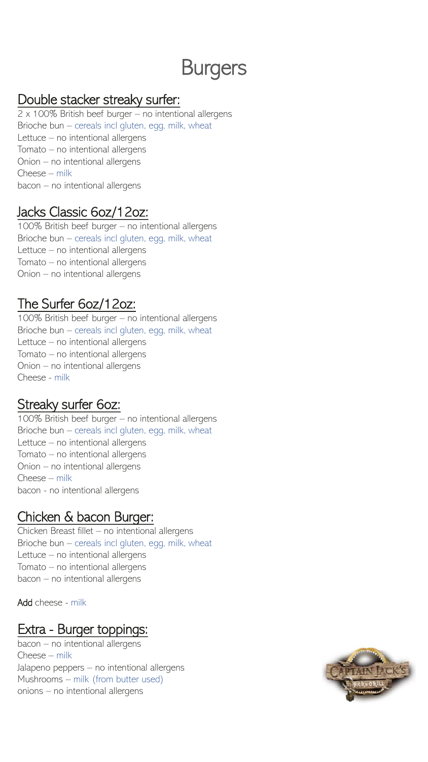# Burgers

## Double stacker streaky surfer:

2 x 100% British beef burger – no intentional allergens
Brioche bun – cereals incl gluten, egg, milk, wheat
Lettuce – no intentional allergens
Tomato – no intentional allergens
Onion – no intentional allergens
Cheese – milk
bacon – no intentional allergens

## Jacks Classic 6oz/12oz:

100% British beef burger – no intentional allergens
Brioche bun – cereals incl gluten, egg, milk, wheat
Lettuce – no intentional allergens
Tomato – no intentional allergens
Onion – no intentional allergens

## The Surfer 6oz/12oz:

100% British beef burger – no intentional allergens
Brioche bun – cereals incl gluten, egg, milk, wheat
Lettuce – no intentional allergens
Tomato – no intentional allergens
Onion – no intentional allergens
Cheese - milk

## Streaky surfer 6oz:

100% British beef burger – no intentional allergens
Brioche bun – cereals incl gluten, egg, milk, wheat
Lettuce – no intentional allergens
Tomato – no intentional allergens
Onion – no intentional allergens
Cheese – milk
bacon - no intentional allergens

## Chicken & bacon Burger:

Chicken Breast fillet – no intentional allergens
Brioche bun – cereals incl gluten, egg, milk, wheat
Lettuce – no intentional allergens
Tomato – no intentional allergens
bacon – no intentional allergens

**Add** cheese - milk

## Extra - Burger toppings:

bacon – no intentional allergens
Cheese – milk
Jalapeno peppers – no intentional allergens
Mushrooms – milk (from butter used)
onions – no intentional allergens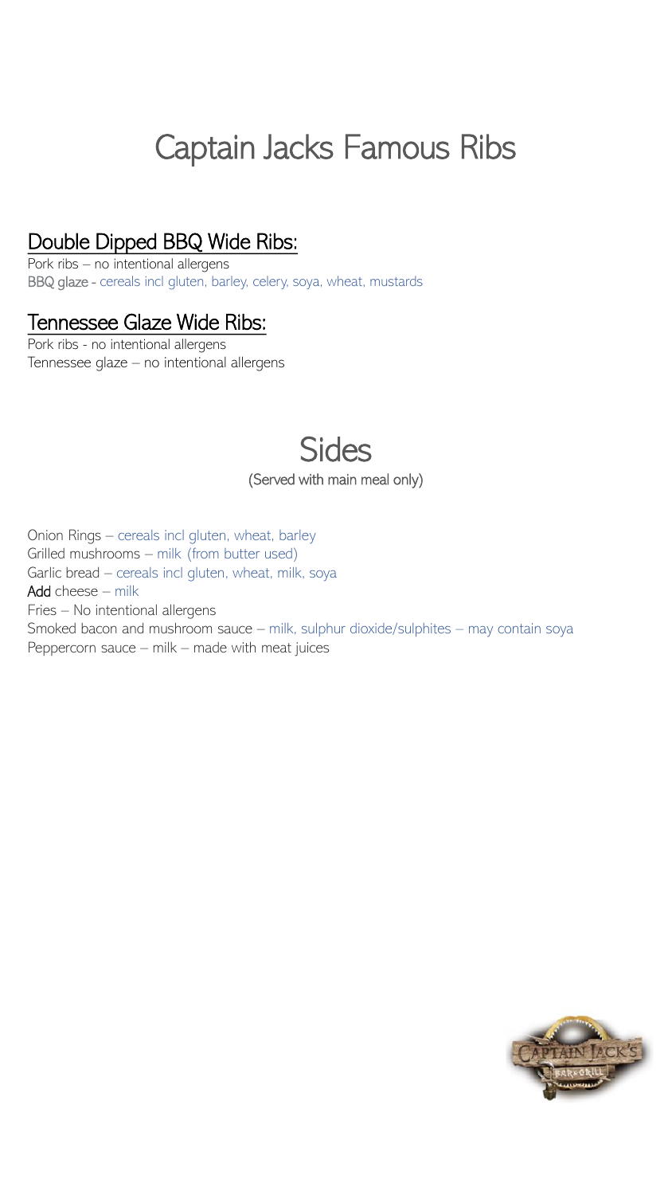# Captain Jacks Famous Ribs

## Double Dipped BBQ Wide Ribs:

Pork ribs – no intentional allergens
BBQ glaze - cereals incl gluten, barley, celery, soya, wheat, mustards

## Tennessee Glaze Wide Ribs:

Pork ribs - no intentional allergens
Tennessee glaze – no intentional allergens

# Sides

(Served with main meal only)

Onion Rings – cereals incl gluten, wheat, barley
Grilled mushrooms – milk (from butter used)
Garlic bread – cereals incl gluten, wheat, milk, soya
Add cheese – milk
Fries – No intentional allergens
Smoked bacon and mushroom sauce – milk, sulphur dioxide/sulphites – may contain soya
Peppercorn sauce – milk – made with meat juices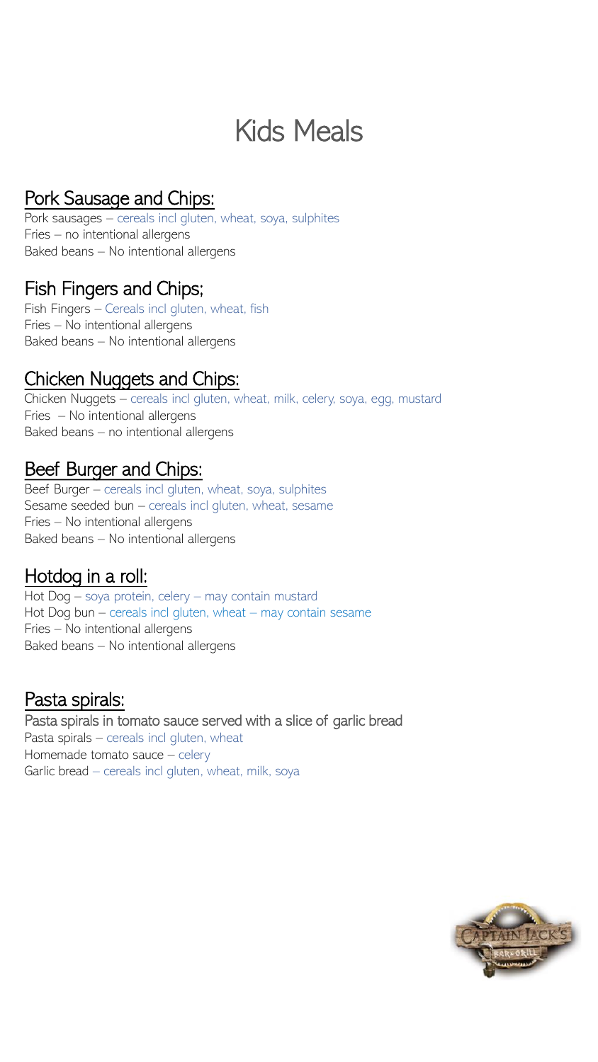# Kids Meals

## Pork Sausage and Chips:

Pork sausages – cereals incl gluten, wheat, soya, sulphites
Fries – no intentional allergens
Baked beans – No intentional allergens

## Fish Fingers and Chips;

Fish Fingers – Cereals incl gluten, wheat, fish
Fries – No intentional allergens
Baked beans – No intentional allergens

## Chicken Nuggets and Chips:

Chicken Nuggets – cereals incl gluten, wheat, milk, celery, soya, egg, mustard
Fries – No intentional allergens
Baked beans – no intentional allergens

## Beef Burger and Chips:

Beef Burger – cereals incl gluten, wheat, soya, sulphites
Sesame seeded bun – cereals incl gluten, wheat, sesame
Fries – No intentional allergens
Baked beans – No intentional allergens

## Hotdog in a roll:

Hot Dog – soya protein, celery – may contain mustard
Hot Dog bun – cereals incl gluten, wheat – may contain sesame
Fries – No intentional allergens
Baked beans – No intentional allergens

## Pasta spirals:

Pasta spirals in tomato sauce served with a slice of garlic bread
Pasta spirals – cereals incl gluten, wheat
Homemade tomato sauce – celery
Garlic bread – cereals incl gluten, wheat, milk, soya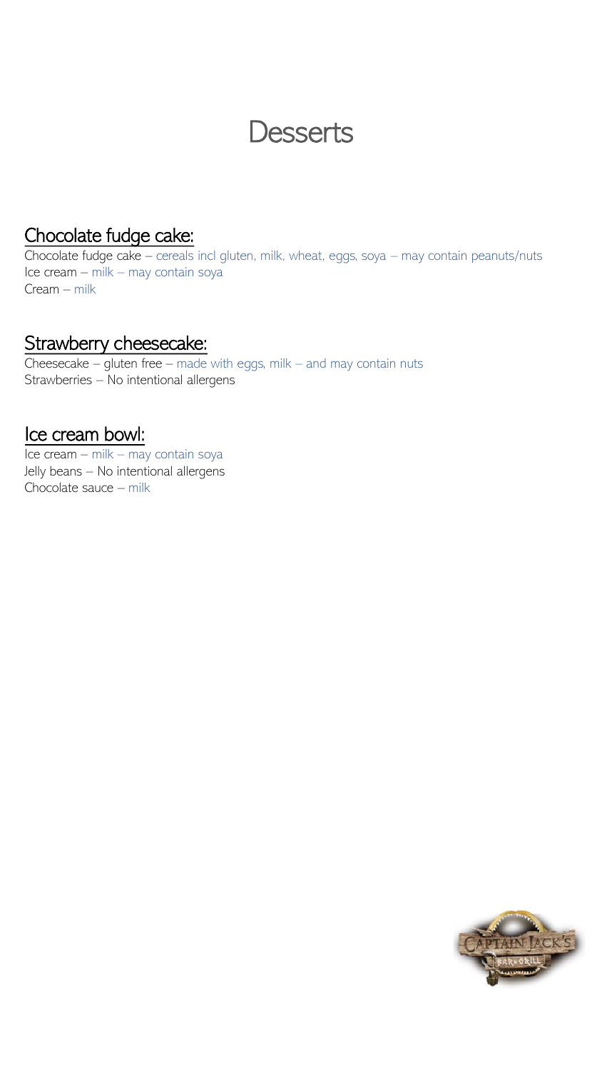# Desserts

## Chocolate fudge cake:

Chocolate fudge cake – cereals incl gluten, milk, wheat, eggs, soya – may contain peanuts/nuts
Ice cream – milk – may contain soya
Cream – milk

## Strawberry cheesecake:

Cheesecake – gluten free – made with eggs, milk – and may contain nuts
Strawberries – No intentional allergens

## Ice cream bowl:

Ice cream – milk – may contain soya
Jelly beans – No intentional allergens
Chocolate sauce – milk